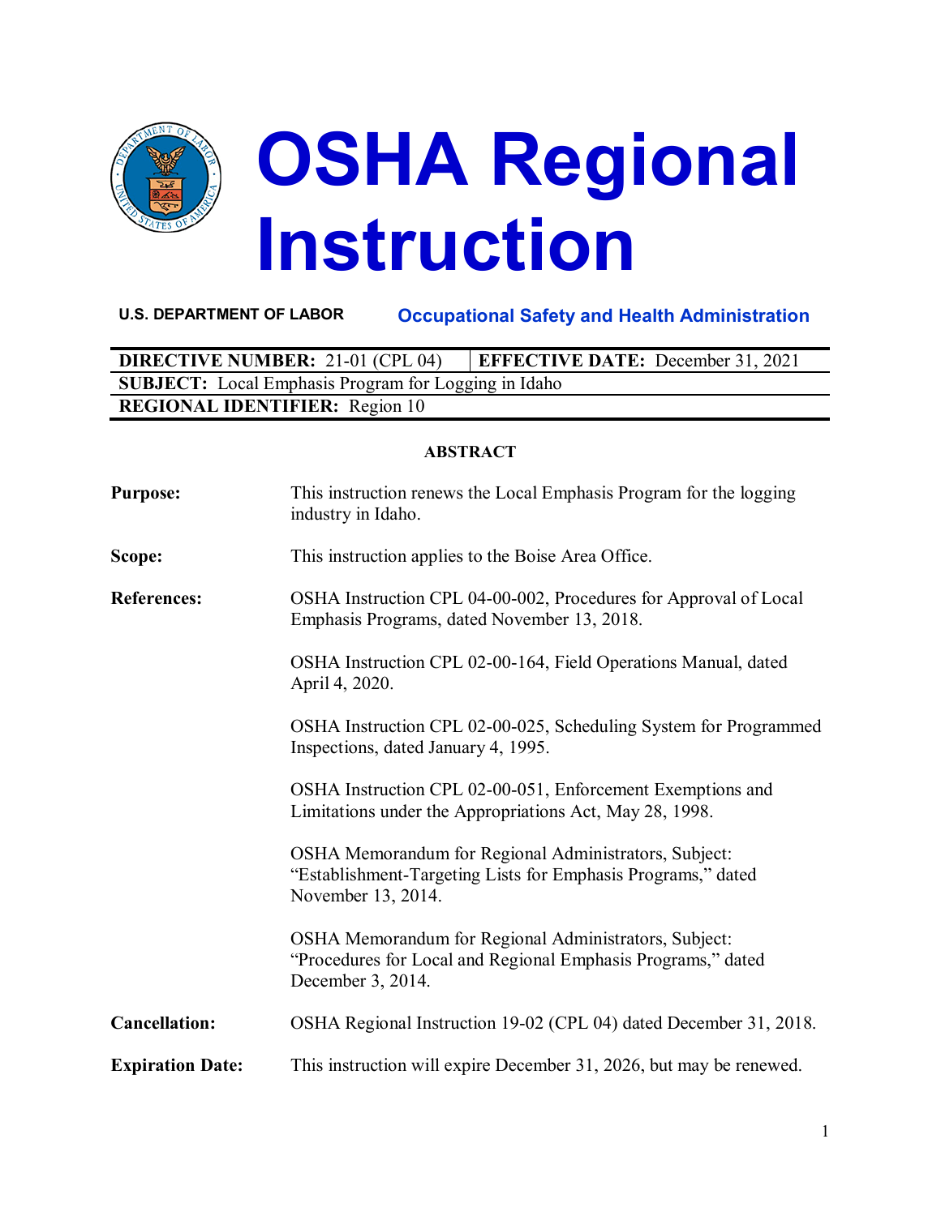# OSHA Regional Instruction

**U.S. DEPARTMENT OF LABOR** **Occupational Safety and Health Administration**

| **DIRECTIVE NUMBER:** 21-01 (CPL 04) | **EFFECTIVE DATE:** December 31, 2021 |
|---|---|
| **SUBJECT:** Local Emphasis Program for Logging in Idaho | |
| **REGIONAL IDENTIFIER:** Region 10 | |

## ABSTRACT

**Purpose:** This instruction renews the Local Emphasis Program for the logging industry in Idaho.

**Scope:** This instruction applies to the Boise Area Office.

**References:** OSHA Instruction CPL 04-00-002, Procedures for Approval of Local Emphasis Programs, dated November 13, 2018.

OSHA Instruction CPL 02-00-164, Field Operations Manual, dated April 4, 2020.

OSHA Instruction CPL 02-00-025, Scheduling System for Programmed Inspections, dated January 4, 1995.

OSHA Instruction CPL 02-00-051, Enforcement Exemptions and Limitations under the Appropriations Act, May 28, 1998.

OSHA Memorandum for Regional Administrators, Subject: "Establishment-Targeting Lists for Emphasis Programs," dated November 13, 2014.

OSHA Memorandum for Regional Administrators, Subject: "Procedures for Local and Regional Emphasis Programs," dated December 3, 2014.

**Cancellation:** OSHA Regional Instruction 19-02 (CPL 04) dated December 31, 2018.

**Expiration Date:** This instruction will expire December 31, 2026, but may be renewed.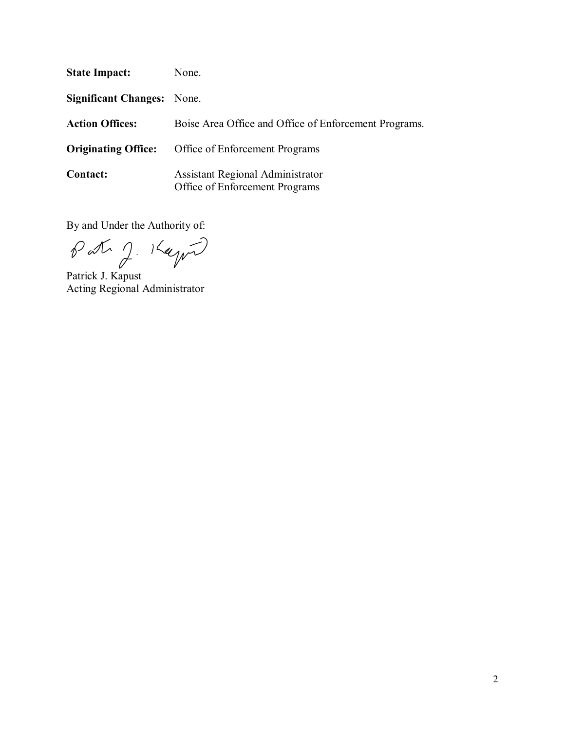**State Impact:** None.

**Significant Changes:** None.

**Action Offices:** Boise Area Office and Office of Enforcement Programs.

**Originating Office:** Office of Enforcement Programs

**Contact:** Assistant Regional Administrator
Office of Enforcement Programs

By and Under the Authority of:

Patrick J. Kapust
Acting Regional Administrator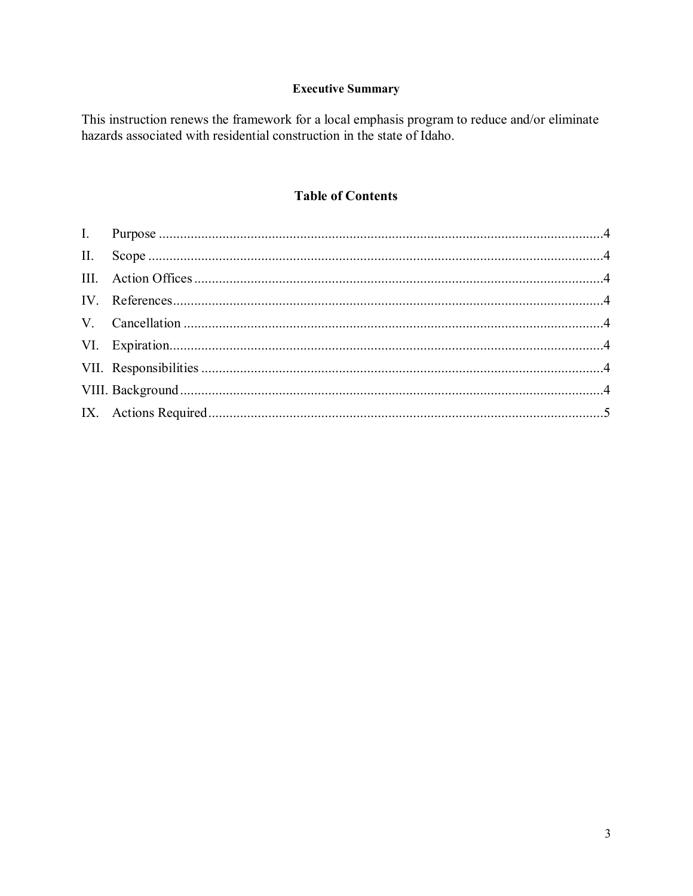## Executive Summary

This instruction renews the framework for a local emphasis program to reduce and/or eliminate hazards associated with residential construction in the state of Idaho.

## Table of Contents

I. Purpose ..... 4
II. Scope ..... 4
III. Action Offices ..... 4
IV. References ..... 4
V. Cancellation ..... 4
VI. Expiration ..... 4
VII. Responsibilities ..... 4
VIII. Background ..... 4
IX. Actions Required ..... 5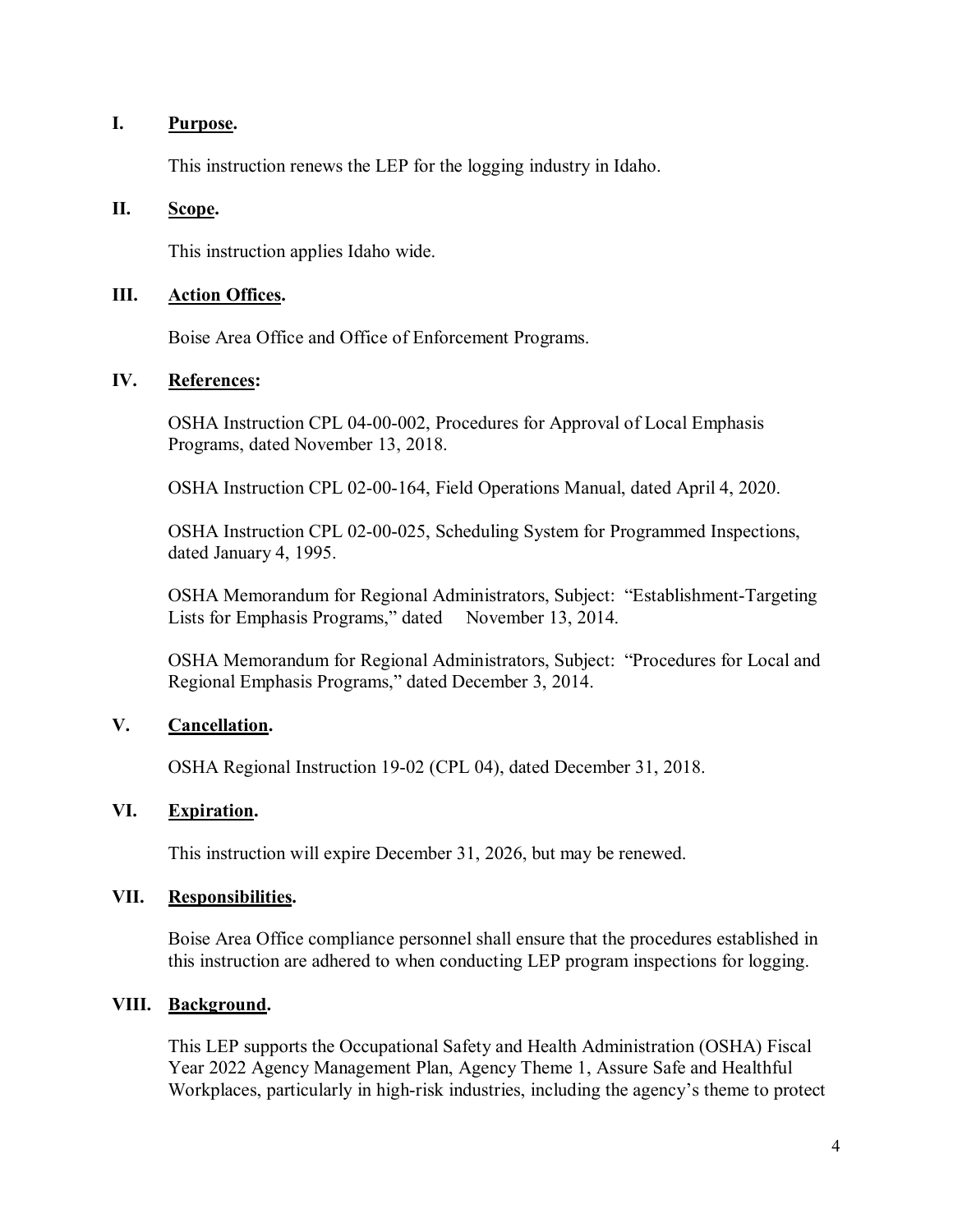## I. Purpose.

This instruction renews the LEP for the logging industry in Idaho.

## II. Scope.

This instruction applies Idaho wide.

## III. Action Offices.

Boise Area Office and Office of Enforcement Programs.

## IV. References:

OSHA Instruction CPL 04-00-002, Procedures for Approval of Local Emphasis Programs, dated November 13, 2018.

OSHA Instruction CPL 02-00-164, Field Operations Manual, dated April 4, 2020.

OSHA Instruction CPL 02-00-025, Scheduling System for Programmed Inspections, dated January 4, 1995.

OSHA Memorandum for Regional Administrators, Subject: "Establishment-Targeting Lists for Emphasis Programs," dated November 13, 2014.

OSHA Memorandum for Regional Administrators, Subject: "Procedures for Local and Regional Emphasis Programs," dated December 3, 2014.

## V. Cancellation.

OSHA Regional Instruction 19-02 (CPL 04), dated December 31, 2018.

## VI. Expiration.

This instruction will expire December 31, 2026, but may be renewed.

## VII. Responsibilities.

Boise Area Office compliance personnel shall ensure that the procedures established in this instruction are adhered to when conducting LEP program inspections for logging.

## VIII. Background.

This LEP supports the Occupational Safety and Health Administration (OSHA) Fiscal Year 2022 Agency Management Plan, Agency Theme 1, Assure Safe and Healthful Workplaces, particularly in high-risk industries, including the agency's theme to protect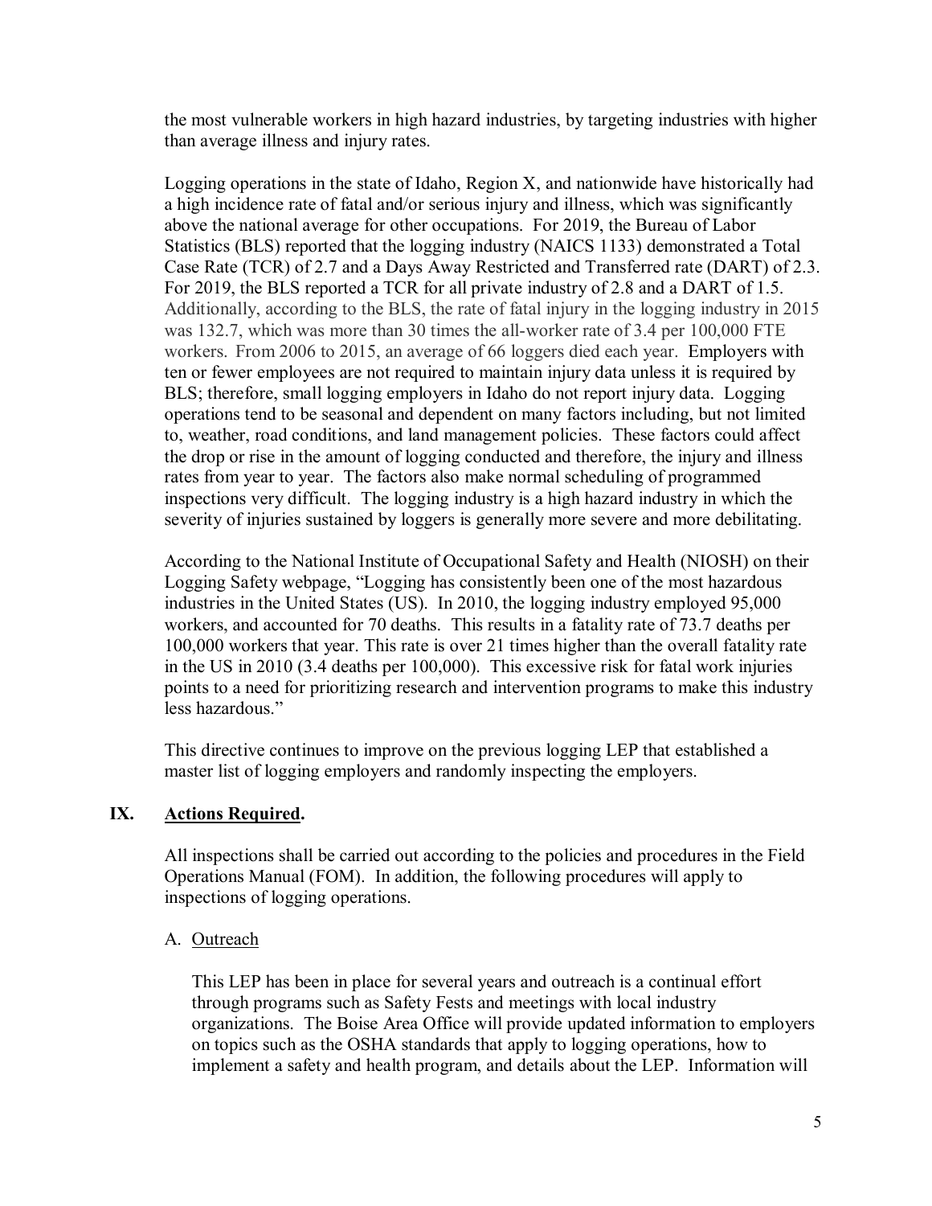the most vulnerable workers in high hazard industries, by targeting industries with higher than average illness and injury rates.

Logging operations in the state of Idaho, Region X, and nationwide have historically had a high incidence rate of fatal and/or serious injury and illness, which was significantly above the national average for other occupations. For 2019, the Bureau of Labor Statistics (BLS) reported that the logging industry (NAICS 1133) demonstrated a Total Case Rate (TCR) of 2.7 and a Days Away Restricted and Transferred rate (DART) of 2.3. For 2019, the BLS reported a TCR for all private industry of 2.8 and a DART of 1.5. Additionally, according to the BLS, the rate of fatal injury in the logging industry in 2015 was 132.7, which was more than 30 times the all-worker rate of 3.4 per 100,000 FTE workers. From 2006 to 2015, an average of 66 loggers died each year. Employers with ten or fewer employees are not required to maintain injury data unless it is required by BLS; therefore, small logging employers in Idaho do not report injury data. Logging operations tend to be seasonal and dependent on many factors including, but not limited to, weather, road conditions, and land management policies. These factors could affect the drop or rise in the amount of logging conducted and therefore, the injury and illness rates from year to year. The factors also make normal scheduling of programmed inspections very difficult. The logging industry is a high hazard industry in which the severity of injuries sustained by loggers is generally more severe and more debilitating.

According to the National Institute of Occupational Safety and Health (NIOSH) on their Logging Safety webpage, "Logging has consistently been one of the most hazardous industries in the United States (US). In 2010, the logging industry employed 95,000 workers, and accounted for 70 deaths. This results in a fatality rate of 73.7 deaths per 100,000 workers that year. This rate is over 21 times higher than the overall fatality rate in the US in 2010 (3.4 deaths per 100,000). This excessive risk for fatal work injuries points to a need for prioritizing research and intervention programs to make this industry less hazardous."

This directive continues to improve on the previous logging LEP that established a master list of logging employers and randomly inspecting the employers.

## IX. Actions Required.

All inspections shall be carried out according to the policies and procedures in the Field Operations Manual (FOM). In addition, the following procedures will apply to inspections of logging operations.

### A. Outreach

This LEP has been in place for several years and outreach is a continual effort through programs such as Safety Fests and meetings with local industry organizations. The Boise Area Office will provide updated information to employers on topics such as the OSHA standards that apply to logging operations, how to implement a safety and health program, and details about the LEP. Information will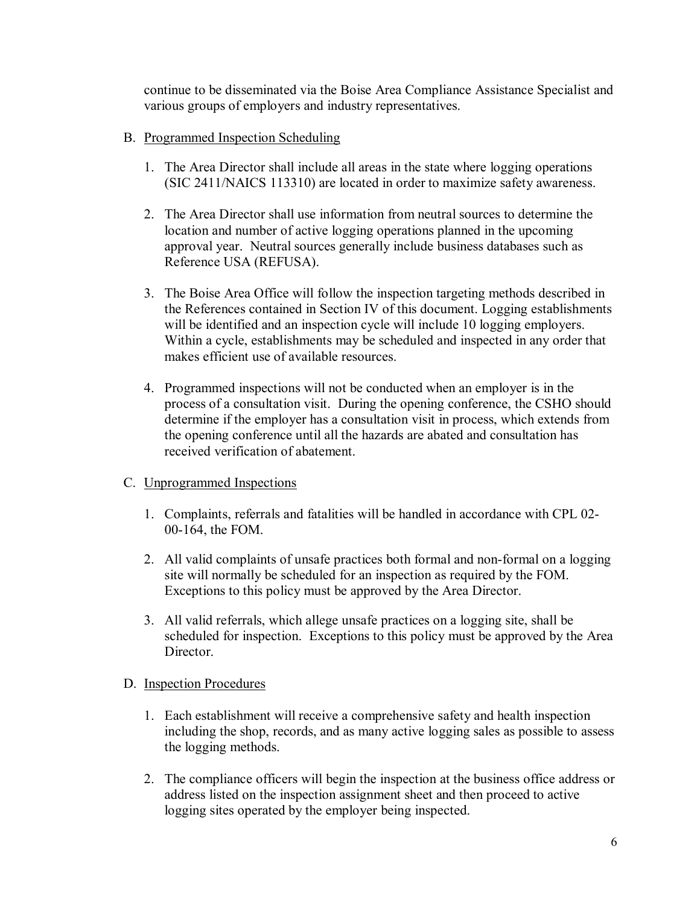continue to be disseminated via the Boise Area Compliance Assistance Specialist and various groups of employers and industry representatives.

B. Programmed Inspection Scheduling

1. The Area Director shall include all areas in the state where logging operations (SIC 2411/NAICS 113310) are located in order to maximize safety awareness.

2. The Area Director shall use information from neutral sources to determine the location and number of active logging operations planned in the upcoming approval year. Neutral sources generally include business databases such as Reference USA (REFUSA).

3. The Boise Area Office will follow the inspection targeting methods described in the References contained in Section IV of this document. Logging establishments will be identified and an inspection cycle will include 10 logging employers. Within a cycle, establishments may be scheduled and inspected in any order that makes efficient use of available resources.

4. Programmed inspections will not be conducted when an employer is in the process of a consultation visit. During the opening conference, the CSHO should determine if the employer has a consultation visit in process, which extends from the opening conference until all the hazards are abated and consultation has received verification of abatement.

C. Unprogrammed Inspections

1. Complaints, referrals and fatalities will be handled in accordance with CPL 02-00-164, the FOM.

2. All valid complaints of unsafe practices both formal and non-formal on a logging site will normally be scheduled for an inspection as required by the FOM. Exceptions to this policy must be approved by the Area Director.

3. All valid referrals, which allege unsafe practices on a logging site, shall be scheduled for inspection. Exceptions to this policy must be approved by the Area Director.

D. Inspection Procedures

1. Each establishment will receive a comprehensive safety and health inspection including the shop, records, and as many active logging sales as possible to assess the logging methods.

2. The compliance officers will begin the inspection at the business office address or address listed on the inspection assignment sheet and then proceed to active logging sites operated by the employer being inspected.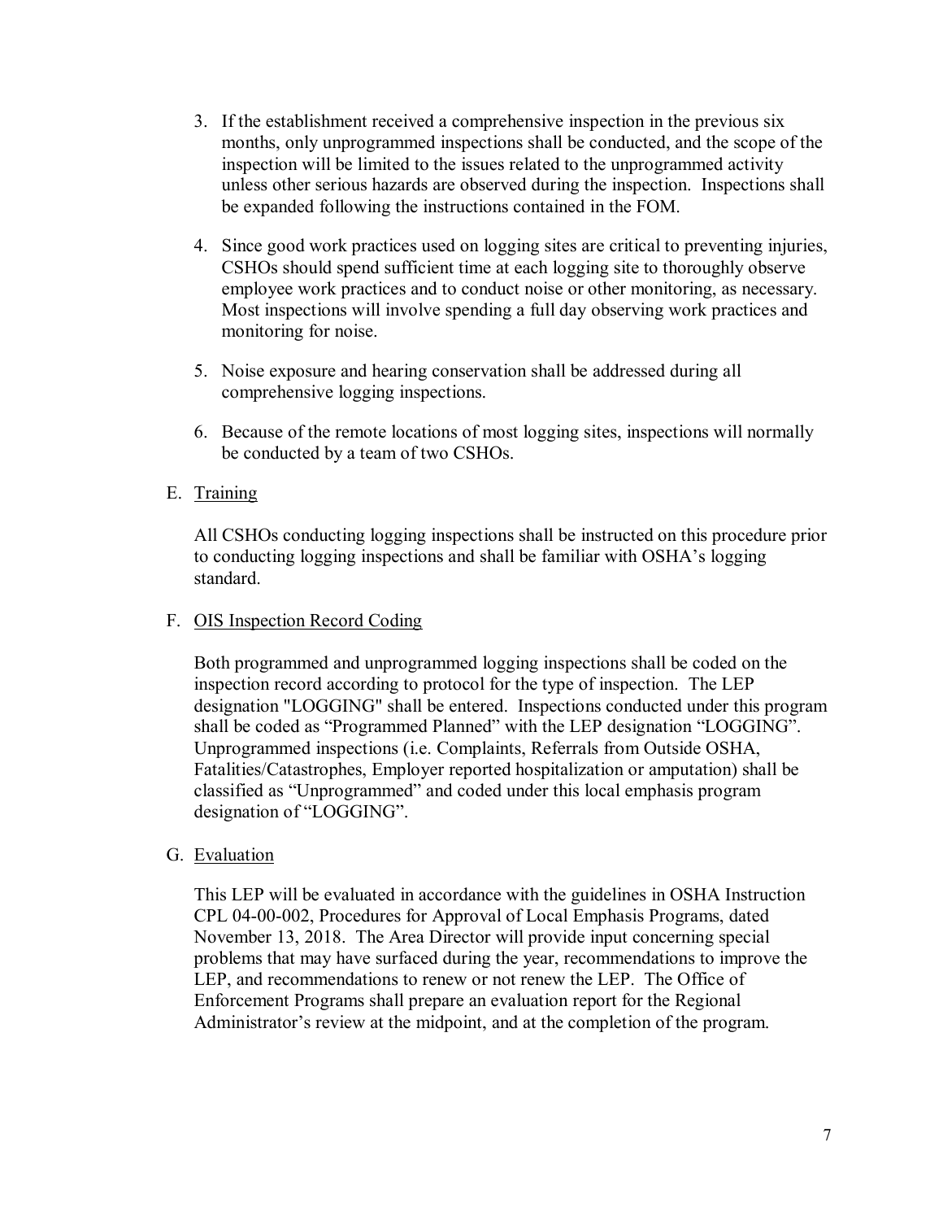3. If the establishment received a comprehensive inspection in the previous six months, only unprogrammed inspections shall be conducted, and the scope of the inspection will be limited to the issues related to the unprogrammed activity unless other serious hazards are observed during the inspection. Inspections shall be expanded following the instructions contained in the FOM.

4. Since good work practices used on logging sites are critical to preventing injuries, CSHOs should spend sufficient time at each logging site to thoroughly observe employee work practices and to conduct noise or other monitoring, as necessary. Most inspections will involve spending a full day observing work practices and monitoring for noise.

5. Noise exposure and hearing conservation shall be addressed during all comprehensive logging inspections.

6. Because of the remote locations of most logging sites, inspections will normally be conducted by a team of two CSHOs.

E. Training

All CSHOs conducting logging inspections shall be instructed on this procedure prior to conducting logging inspections and shall be familiar with OSHA's logging standard.

F. OIS Inspection Record Coding

Both programmed and unprogrammed logging inspections shall be coded on the inspection record according to protocol for the type of inspection. The LEP designation "LOGGING" shall be entered. Inspections conducted under this program shall be coded as "Programmed Planned" with the LEP designation "LOGGING". Unprogrammed inspections (i.e. Complaints, Referrals from Outside OSHA, Fatalities/Catastrophes, Employer reported hospitalization or amputation) shall be classified as "Unprogrammed" and coded under this local emphasis program designation of "LOGGING".

G. Evaluation

This LEP will be evaluated in accordance with the guidelines in OSHA Instruction CPL 04-00-002, Procedures for Approval of Local Emphasis Programs, dated November 13, 2018. The Area Director will provide input concerning special problems that may have surfaced during the year, recommendations to improve the LEP, and recommendations to renew or not renew the LEP. The Office of Enforcement Programs shall prepare an evaluation report for the Regional Administrator's review at the midpoint, and at the completion of the program.